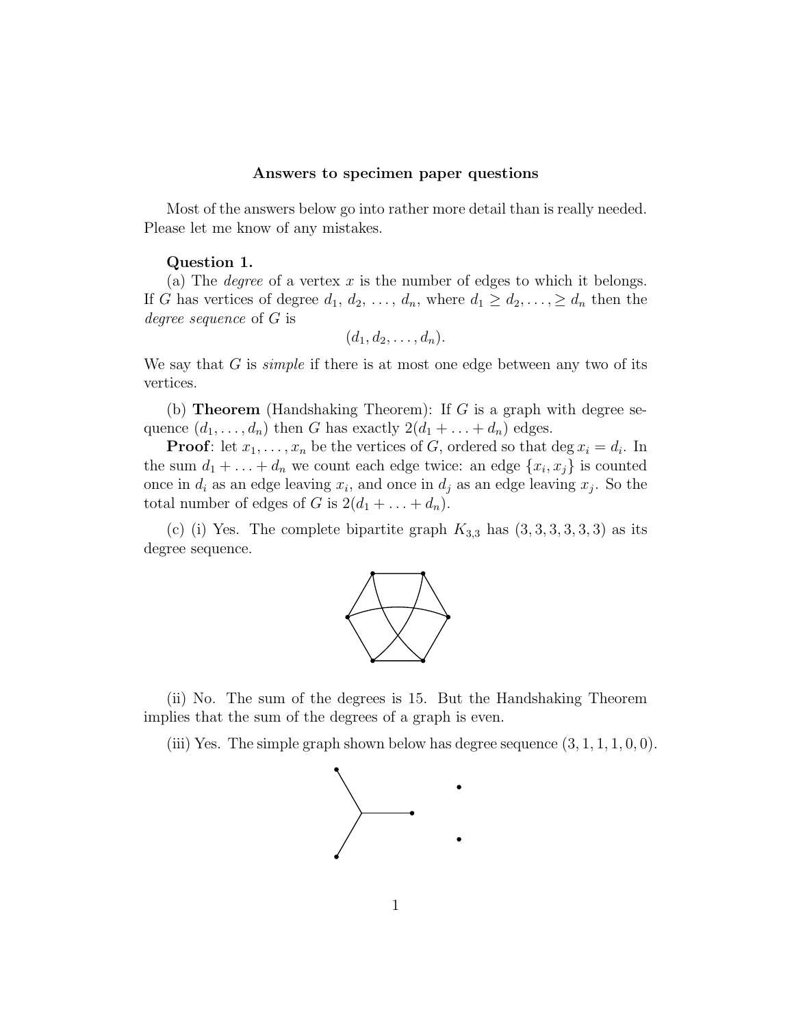**Answers to specimen paper questions**

Most of the answers below go into rather more detail than is really needed. Please let me know of any mistakes.

**Question 1.**

(a) The *degree* of a vertex $x$ is the number of edges to which it belongs. If $G$ has vertices of degree $d_1$, $d_2$, $\ldots$, $d_n$, where $d_1 \geq d_2, \ldots, \geq d_n$ then the *degree sequence* of $G$ is

$$(d_1, d_2, \ldots, d_n).$$

We say that $G$ is *simple* if there is at most one edge between any two of its vertices.

(b) **Theorem** (Handshaking Theorem): If $G$ is a graph with degree sequence $(d_1, \ldots, d_n)$ then $G$ has exactly $2(d_1 + \ldots + d_n)$ edges.

**Proof**: let $x_1, \ldots, x_n$ be the vertices of $G$, ordered so that $\deg x_i = d_i$. In the sum $d_1 + \ldots + d_n$ we count each edge twice: an edge $\{x_i, x_j\}$ is counted once in $d_i$ as an edge leaving $x_i$, and once in $d_j$ as an edge leaving $x_j$. So the total number of edges of $G$ is $2(d_1 + \ldots + d_n)$.

(c) (i) Yes. The complete bipartite graph $K_{3,3}$ has $(3, 3, 3, 3, 3, 3)$ as its degree sequence.

(ii) No. The sum of the degrees is 15. But the Handshaking Theorem implies that the sum of the degrees of a graph is even.

(iii) Yes. The simple graph shown below has degree sequence $(3, 1, 1, 1, 0, 0)$.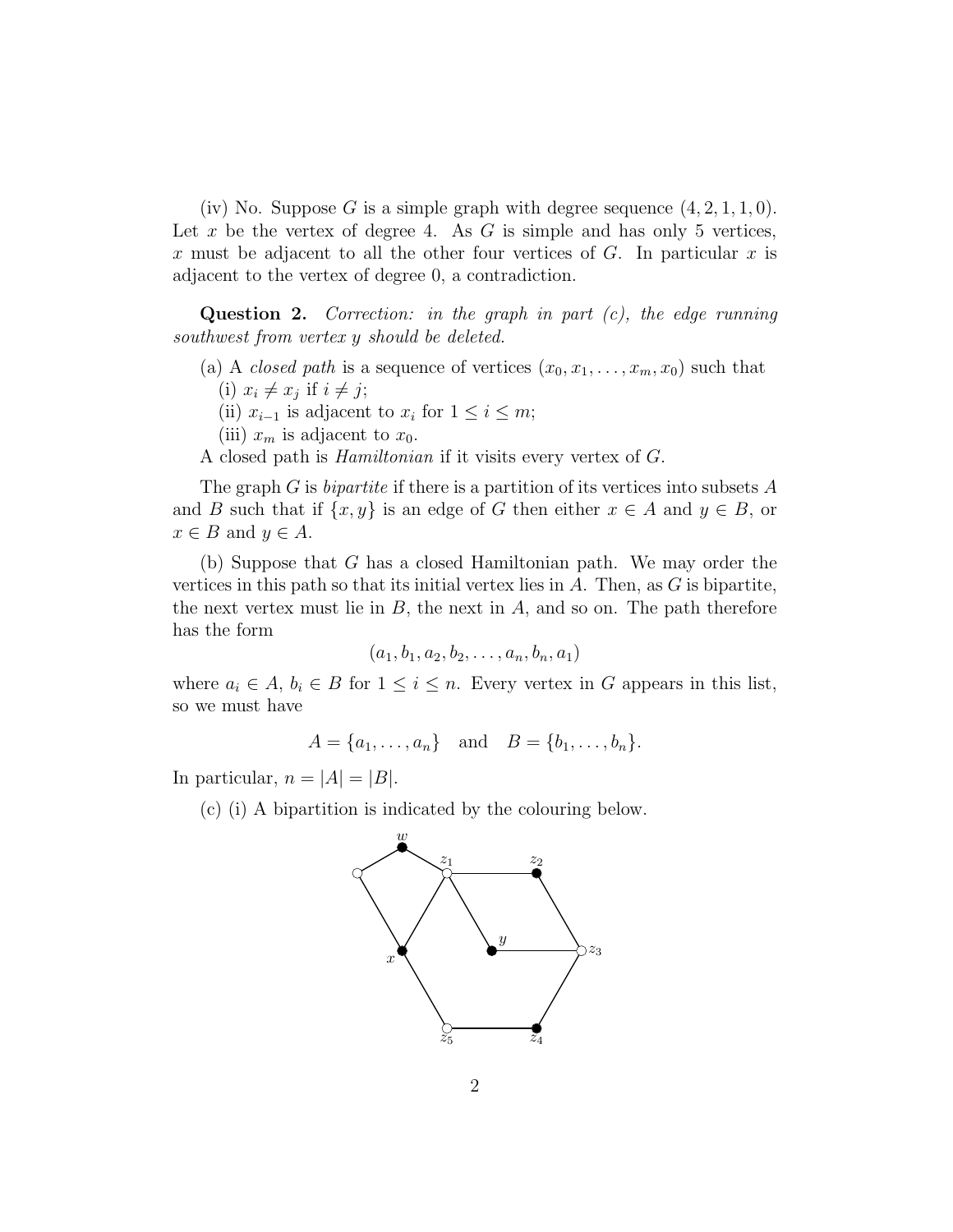(iv) No. Suppose $G$ is a simple graph with degree sequence $(4, 2, 1, 1, 0)$. Let $x$ be the vertex of degree 4. As $G$ is simple and has only 5 vertices, $x$ must be adjacent to all the other four vertices of $G$. In particular $x$ is adjacent to the vertex of degree 0, a contradiction.

**Question 2.** *Correction: in the graph in part (c), the edge running southwest from vertex y should be deleted.*

(a) A *closed path* is a sequence of vertices $(x_0, x_1, \ldots, x_m, x_0)$ such that
(i) $x_i \neq x_j$ if $i \neq j$;
(ii) $x_{i-1}$ is adjacent to $x_i$ for $1 \leq i \leq m$;
(iii) $x_m$ is adjacent to $x_0$.
A closed path is *Hamiltonian* if it visits every vertex of $G$.

The graph $G$ is *bipartite* if there is a partition of its vertices into subsets $A$ and $B$ such that if $\{x, y\}$ is an edge of $G$ then either $x \in A$ and $y \in B$, or $x \in B$ and $y \in A$.

(b) Suppose that $G$ has a closed Hamiltonian path. We may order the vertices in this path so that its initial vertex lies in $A$. Then, as $G$ is bipartite, the next vertex must lie in $B$, the next in $A$, and so on. The path therefore has the form

$$(a_1, b_1, a_2, b_2, \ldots, a_n, b_n, a_1)$$

where $a_i \in A$, $b_i \in B$ for $1 \leq i \leq n$. Every vertex in $G$ appears in this list, so we must have

$$A = \{a_1, \ldots, a_n\} \quad \text{and} \quad B = \{b_1, \ldots, b_n\}.$$

In particular, $n = |A| = |B|$.

(c) (i) A bipartition is indicated by the colouring below.

w
$z_1$
$z_2$
y
x
$z_3$
$z_5$
$z_4$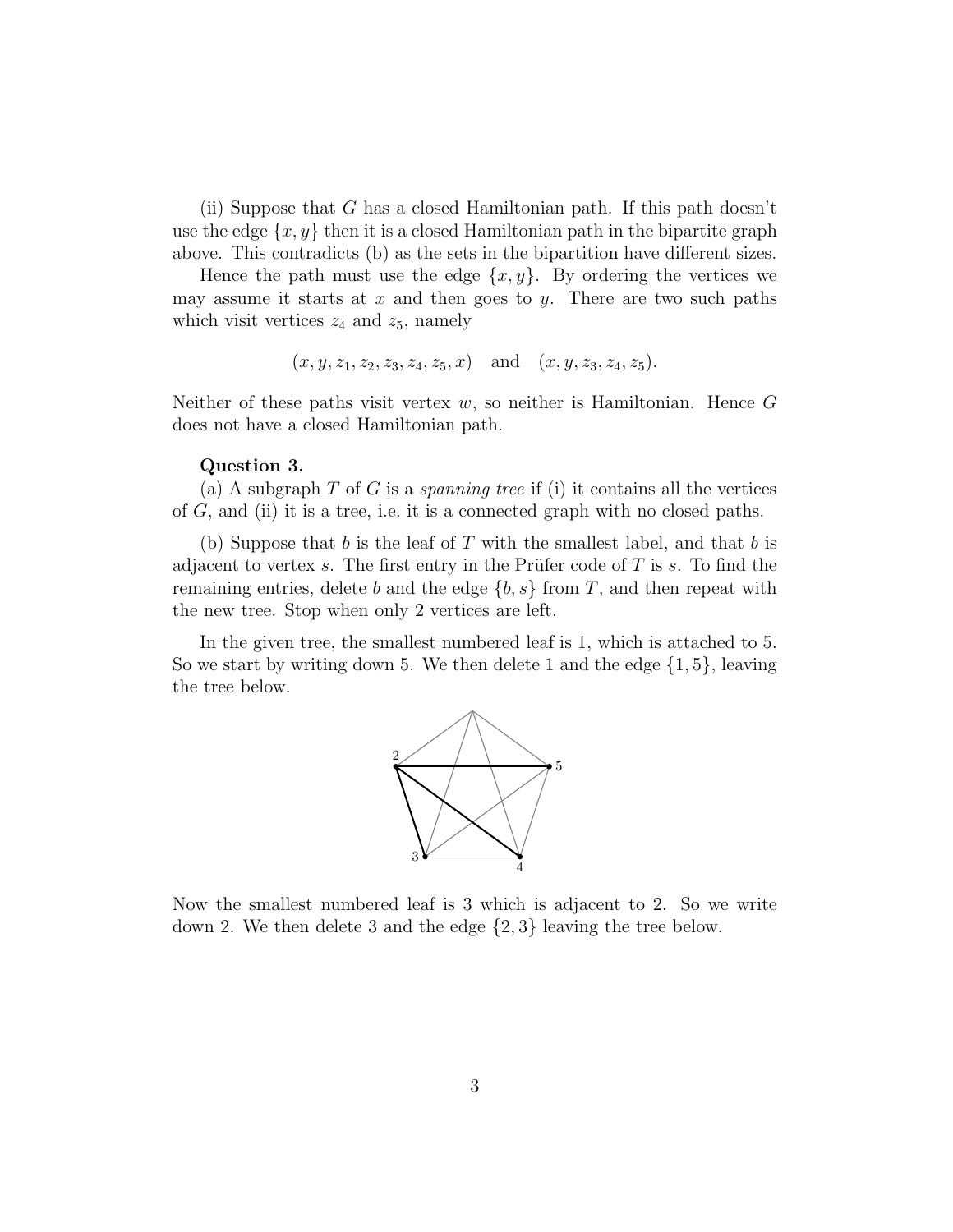(ii) Suppose that $G$ has a closed Hamiltonian path. If this path doesn't use the edge $\{x, y\}$ then it is a closed Hamiltonian path in the bipartite graph above. This contradicts (b) as the sets in the bipartition have different sizes.

Hence the path must use the edge $\{x, y\}$. By ordering the vertices we may assume it starts at $x$ and then goes to $y$. There are two such paths which visit vertices $z_4$ and $z_5$, namely

$$(x, y, z_1, z_2, z_3, z_4, z_5, x) \quad \text{and} \quad (x, y, z_3, z_4, z_5).$$

Neither of these paths visit vertex $w$, so neither is Hamiltonian. Hence $G$ does not have a closed Hamiltonian path.

**Question 3.**

(a) A subgraph $T$ of $G$ is a *spanning tree* if (i) it contains all the vertices of $G$, and (ii) it is a tree, i.e. it is a connected graph with no closed paths.

(b) Suppose that $b$ is the leaf of $T$ with the smallest label, and that $b$ is adjacent to vertex $s$. The first entry in the Prüfer code of $T$ is $s$. To find the remaining entries, delete $b$ and the edge $\{b, s\}$ from $T$, and then repeat with the new tree. Stop when only 2 vertices are left.

In the given tree, the smallest numbered leaf is 1, which is attached to 5. So we start by writing down 5. We then delete 1 and the edge $\{1, 5\}$, leaving the tree below.

2
5
3
4

Now the smallest numbered leaf is 3 which is adjacent to 2. So we write down 2. We then delete 3 and the edge $\{2, 3\}$ leaving the tree below.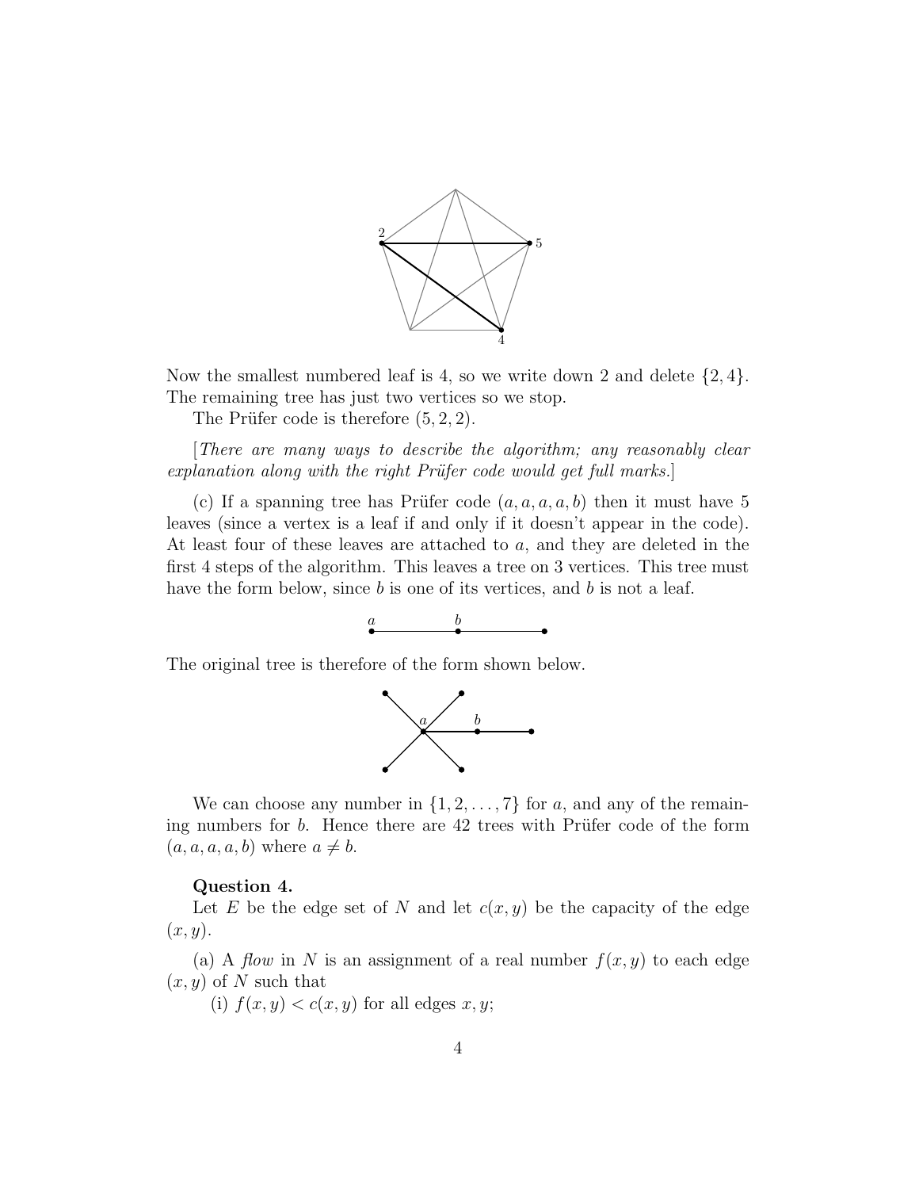Now the smallest numbered leaf is 4, so we write down 2 and delete $\{2,4\}$. The remaining tree has just two vertices so we stop.

The Prüfer code is therefore $(5,2,2)$.

[*There are many ways to describe the algorithm; any reasonably clear explanation along with the right Prüfer code would get full marks.*]

(c) If a spanning tree has Prüfer code $(a,a,a,a,b)$ then it must have 5 leaves (since a vertex is a leaf if and only if it doesn't appear in the code). At least four of these leaves are attached to $a$, and they are deleted in the first 4 steps of the algorithm. This leaves a tree on 3 vertices. This tree must have the form below, since $b$ is one of its vertices, and $b$ is not a leaf.

The original tree is therefore of the form shown below.

We can choose any number in $\{1,2,\ldots,7\}$ for $a$, and any of the remaining numbers for $b$. Hence there are 42 trees with Prüfer code of the form $(a,a,a,a,b)$ where $a \neq b$.

**Question 4.**

Let $E$ be the edge set of $N$ and let $c(x,y)$ be the capacity of the edge $(x,y)$.

(a) A *flow* in $N$ is an assignment of a real number $f(x,y)$ to each edge $(x,y)$ of $N$ such that

(i) $f(x,y) < c(x,y)$ for all edges $x,y$;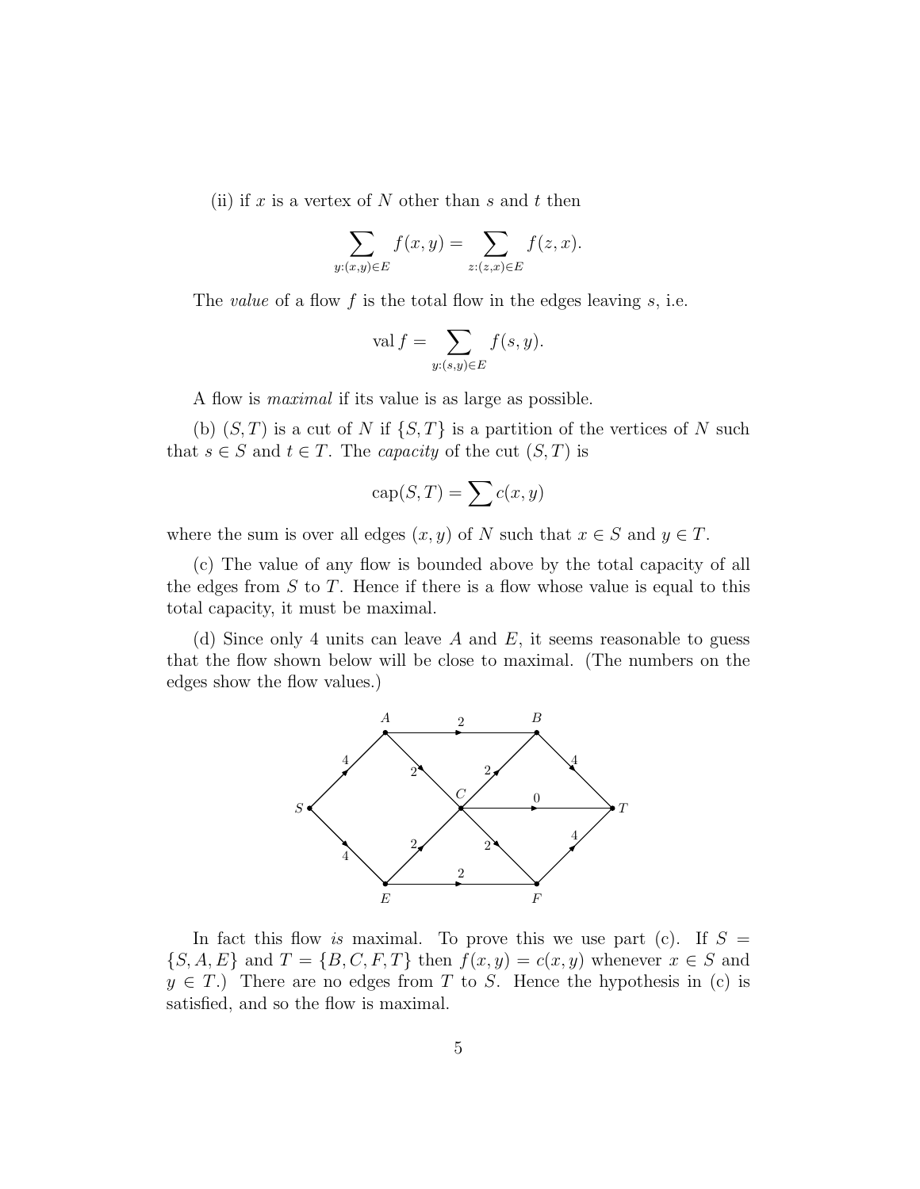(ii) if $x$ is a vertex of $N$ other than $s$ and $t$ then

$$\sum_{y:(x,y)\in E} f(x,y) = \sum_{z:(z,x)\in E} f(z,x).$$

The *value* of a flow $f$ is the total flow in the edges leaving $s$, i.e.

$$\operatorname{val} f = \sum_{y:(s,y)\in E} f(s,y).$$

A flow is *maximal* if its value is as large as possible.

(b) $(S,T)$ is a cut of $N$ if $\{S,T\}$ is a partition of the vertices of $N$ such that $s \in S$ and $t \in T$. The *capacity* of the cut $(S,T)$ is

$$\operatorname{cap}(S,T) = \sum c(x,y)$$

where the sum is over all edges $(x,y)$ of $N$ such that $x \in S$ and $y \in T$.

(c) The value of any flow is bounded above by the total capacity of all the edges from $S$ to $T$. Hence if there is a flow whose value is equal to this total capacity, it must be maximal.

(d) Since only 4 units can leave $A$ and $E$, it seems reasonable to guess that the flow shown below will be close to maximal. (The numbers on the edges show the flow values.)

A
2
B
4
2
2
4
C
S
0
T
2
2
4
4
2
E
F

In fact this flow *is* maximal. To prove this we use part (c). If $S = \{S, A, E\}$ and $T = \{B, C, F, T\}$ then $f(x,y) = c(x,y)$ whenever $x \in S$ and $y \in T$.) There are no edges from $T$ to $S$. Hence the hypothesis in (c) is satisfied, and so the flow is maximal.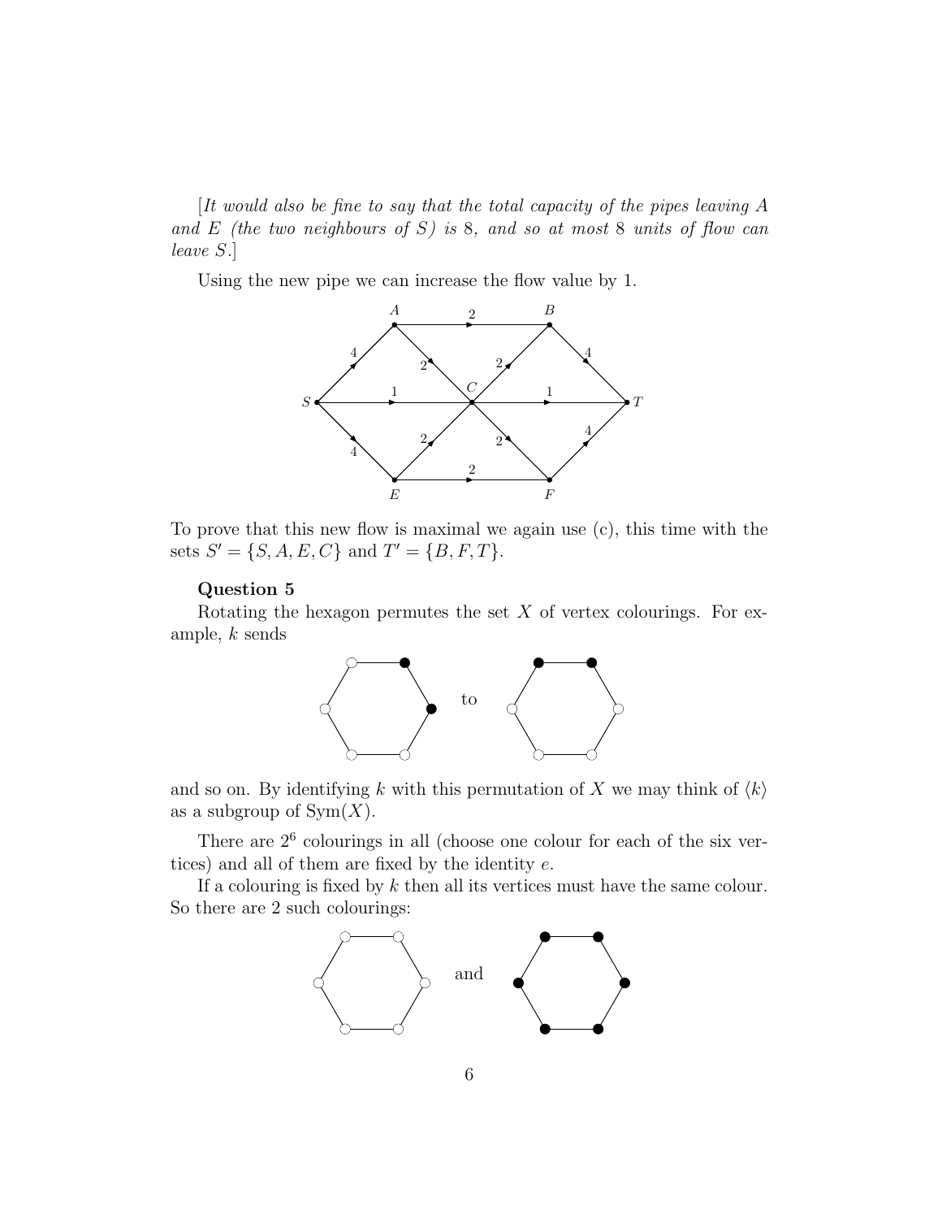[*It would also be fine to say that the total capacity of the pipes leaving A and E (the two neighbours of S) is 8, and so at most 8 units of flow can leave S.*]

Using the new pipe we can increase the flow value by 1.

A
2
B
4
2
2
4
S
1
C
1
T
4
2
2
4
2
E
F

To prove that this new flow is maximal we again use (c), this time with the sets $S' = \{S, A, E, C\}$ and $T' = \{B, F, T\}$.

**Question 5**

Rotating the hexagon permutes the set $X$ of vertex colourings. For example, $k$ sends

to

and so on. By identifying $k$ with this permutation of $X$ we may think of $\langle k \rangle$ as a subgroup of $\mathrm{Sym}(X)$.

There are $2^6$ colourings in all (choose one colour for each of the six vertices) and all of them are fixed by the identity $e$.

If a colouring is fixed by $k$ then all its vertices must have the same colour. So there are 2 such colourings:

and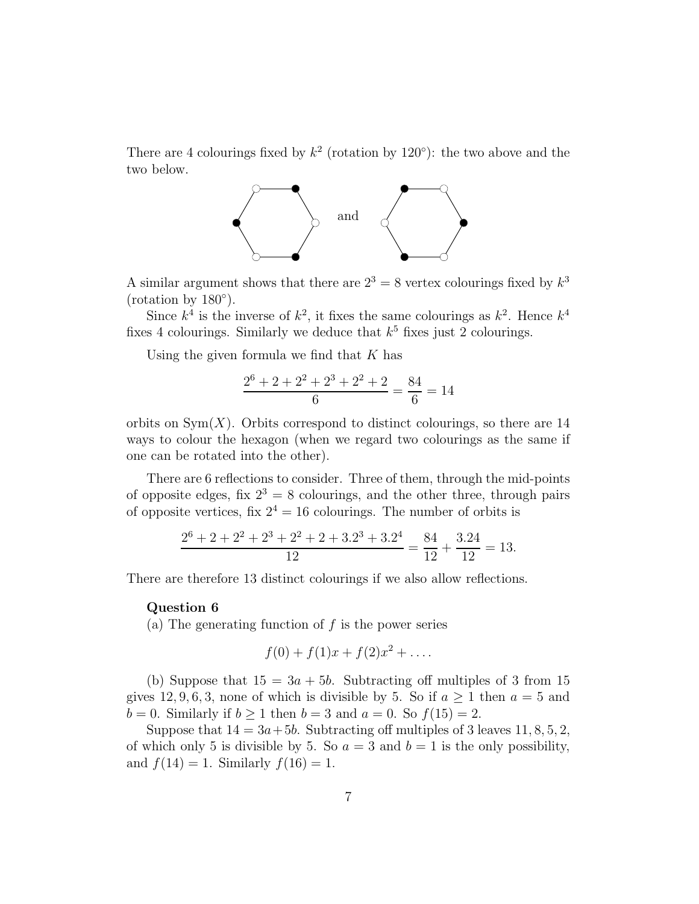There are 4 colourings fixed by $k^2$ (rotation by 120°): the two above and the two below.

and

A similar argument shows that there are $2^3 = 8$ vertex colourings fixed by $k^3$ (rotation by 180°).

Since $k^4$ is the inverse of $k^2$, it fixes the same colourings as $k^2$. Hence $k^4$ fixes 4 colourings. Similarly we deduce that $k^5$ fixes just 2 colourings.

Using the given formula we find that $K$ has

$$\frac{2^6 + 2 + 2^2 + 2^3 + 2^2 + 2}{6} = \frac{84}{6} = 14$$

orbits on $\mathrm{Sym}(X)$. Orbits correspond to distinct colourings, so there are 14 ways to colour the hexagon (when we regard two colourings as the same if one can be rotated into the other).

There are 6 reflections to consider. Three of them, through the mid-points of opposite edges, fix $2^3 = 8$ colourings, and the other three, through pairs of opposite vertices, fix $2^4 = 16$ colourings. The number of orbits is

$$\frac{2^6 + 2 + 2^2 + 2^3 + 2^2 + 2 + 3.2^3 + 3.2^4}{12} = \frac{84}{12} + \frac{3.24}{12} = 13.$$

There are therefore 13 distinct colourings if we also allow reflections.

**Question 6**

(a) The generating function of $f$ is the power series

$$f(0) + f(1)x + f(2)x^2 + \dots.$$

(b) Suppose that $15 = 3a + 5b$. Subtracting off multiples of 3 from 15 gives $12, 9, 6, 3$, none of which is divisible by 5. So if $a \geq 1$ then $a = 5$ and $b = 0$. Similarly if $b \geq 1$ then $b = 3$ and $a = 0$. So $f(15) = 2$.

Suppose that $14 = 3a + 5b$. Subtracting off multiples of 3 leaves $11, 8, 5, 2$, of which only 5 is divisible by 5. So $a = 3$ and $b = 1$ is the only possibility, and $f(14) = 1$. Similarly $f(16) = 1$.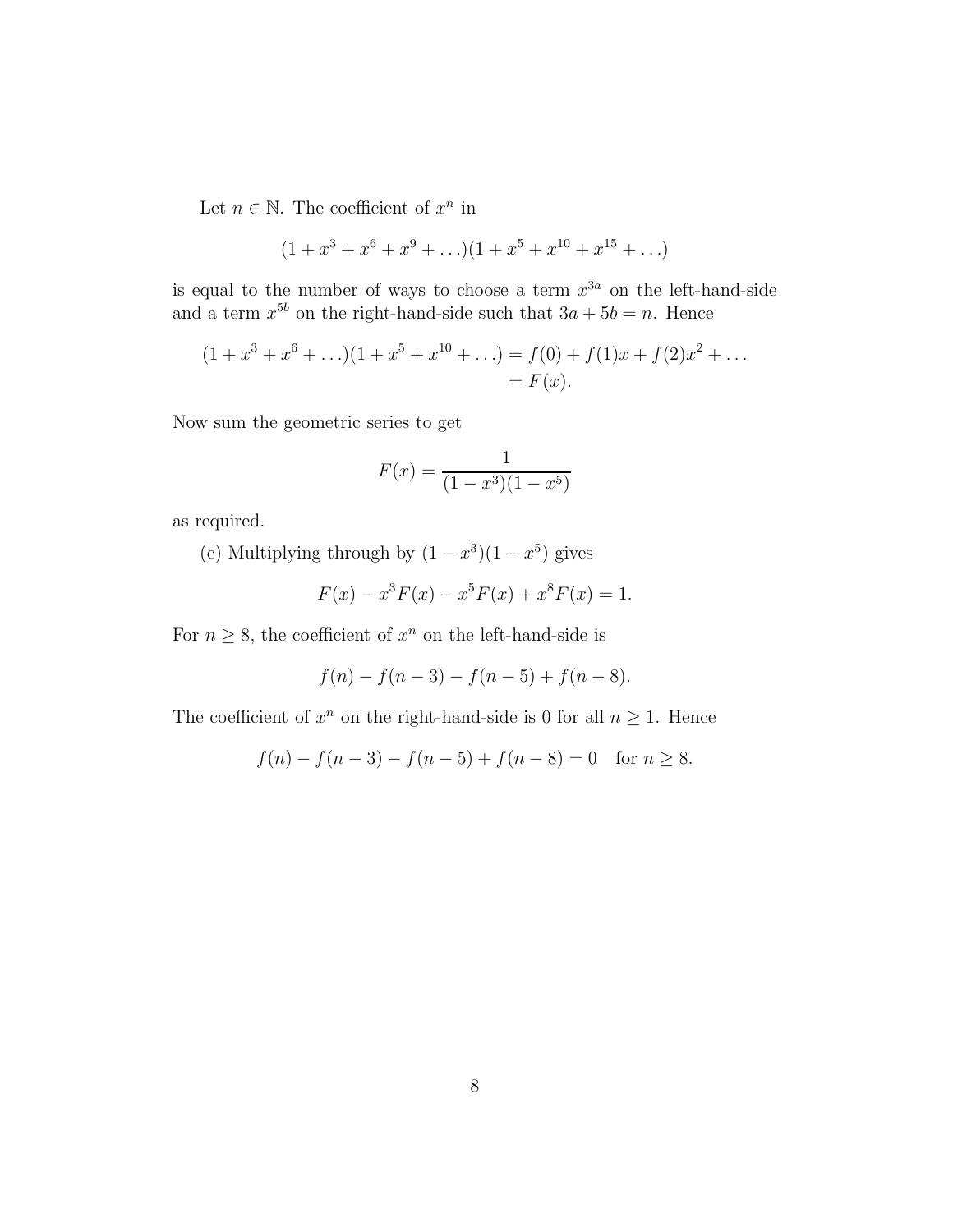Let $n \in \mathbb{N}$. The coefficient of $x^n$ in

$$(1 + x^3 + x^6 + x^9 + \ldots)(1 + x^5 + x^{10} + x^{15} + \ldots)$$

is equal to the number of ways to choose a term $x^{3a}$ on the left-hand-side and a term $x^{5b}$ on the right-hand-side such that $3a + 5b = n$. Hence

$$\begin{aligned}(1 + x^3 + x^6 + \ldots)(1 + x^5 + x^{10} + \ldots) &= f(0) + f(1)x + f(2)x^2 + \ldots \\ &= F(x).\end{aligned}$$

Now sum the geometric series to get

$$F(x) = \frac{1}{(1 - x^3)(1 - x^5)}$$

as required.

(c) Multiplying through by $(1 - x^3)(1 - x^5)$ gives

$$F(x) - x^3 F(x) - x^5 F(x) + x^8 F(x) = 1.$$

For $n \geq 8$, the coefficient of $x^n$ on the left-hand-side is

$$f(n) - f(n - 3) - f(n - 5) + f(n - 8).$$

The coefficient of $x^n$ on the right-hand-side is 0 for all $n \geq 1$. Hence

$$f(n) - f(n - 3) - f(n - 5) + f(n - 8) = 0 \quad \text{for } n \geq 8.$$